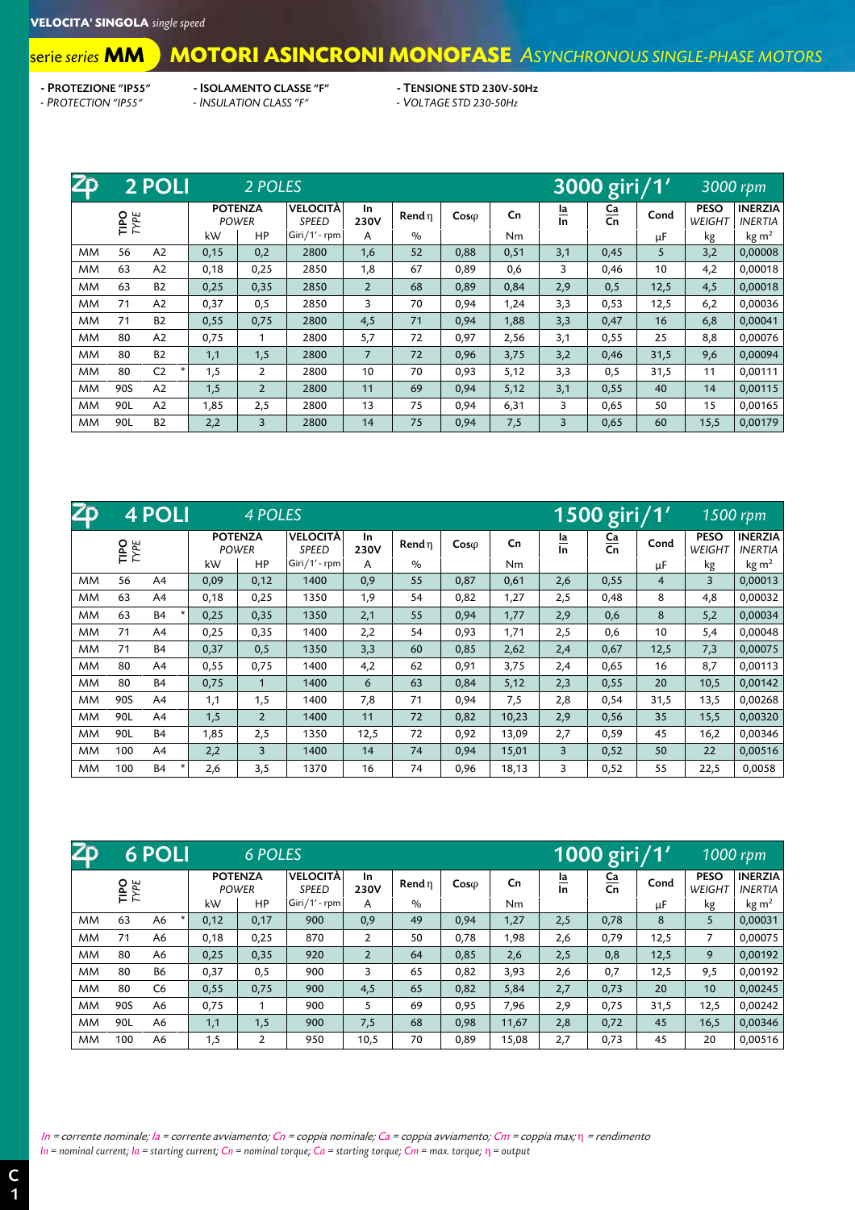**VELOCITA' SINGOLA** *single speed*

# serie *series* **MM** MOTORI ASINCRONI MONOFASE *ASYNCHRONOUS SINGLE-PHASE MOTORS*

- PROTEZIONE "IP55" / *PROTECTION "IP55"*
- ISOLAMENTO CLASSE "F" / *INSULATION CLASS "F"*
- TENSIONE STD 230V-50Hz / *VOLTAGE STD 230-50Hz*

## 2 POLI *2 POLES* — 3000 giri/1' *3000 rpm*

| TIPO *TYPE* | | | | POTENZA *POWER* kW | HP | VELOCITÀ *SPEED* Giri/1' - rpm | In 230V A | Rend η % | Cosφ | Cn Nm | Ia/In | Ca/Cn | Cond μF | PESO *WEIGHT* kg | INERZIA *INERTIA* kg m² |
|---|---|---|---|---|---|---|---|---|---|---|---|---|---|---|---|
| MM | 56 | A2 | | 0,15 | 0,2 | 2800 | 1,6 | 52 | 0,88 | 0,51 | 3,1 | 0,45 | 5 | 3,2 | 0,00008 |
| MM | 63 | A2 | | 0,18 | 0,25 | 2850 | 1,8 | 67 | 0,89 | 0,6 | 3 | 0,46 | 10 | 4,2 | 0,00018 |
| MM | 63 | B2 | | 0,25 | 0,35 | 2850 | 2 | 68 | 0,89 | 0,84 | 2,9 | 0,5 | 12,5 | 4,5 | 0,00018 |
| MM | 71 | A2 | | 0,37 | 0,5 | 2850 | 3 | 70 | 0,94 | 1,24 | 3,3 | 0,53 | 12,5 | 6,2 | 0,00036 |
| MM | 71 | B2 | | 0,55 | 0,75 | 2800 | 4,5 | 71 | 0,94 | 1,88 | 3,3 | 0,47 | 16 | 6,8 | 0,00041 |
| MM | 80 | A2 | | 0,75 | 1 | 2800 | 5,7 | 72 | 0,97 | 2,56 | 3,1 | 0,55 | 25 | 8,8 | 0,00076 |
| MM | 80 | B2 | | 1,1 | 1,5 | 2800 | 7 | 72 | 0,96 | 3,75 | 3,2 | 0,46 | 31,5 | 9,6 | 0,00094 |
| MM | 80 | C2 | * | 1,5 | 2 | 2800 | 10 | 70 | 0,93 | 5,12 | 3,3 | 0,5 | 31,5 | 11 | 0,00111 |
| MM | 90S | A2 | | 1,5 | 2 | 2800 | 11 | 69 | 0,94 | 5,12 | 3,1 | 0,55 | 40 | 14 | 0,00115 |
| MM | 90L | A2 | | 1,85 | 2,5 | 2800 | 13 | 75 | 0,94 | 6,31 | 3 | 0,65 | 50 | 15 | 0,00165 |
| MM | 90L | B2 | | 2,2 | 3 | 2800 | 14 | 75 | 0,94 | 7,5 | 3 | 0,65 | 60 | 15,5 | 0,00179 |

## 4 POLI *4 POLES* — 1500 giri/1' *1500 rpm*

| TIPO *TYPE* | | | | POTENZA *POWER* kW | HP | VELOCITÀ *SPEED* Giri/1' - rpm | In 230V A | Rend η % | Cosφ | Cn Nm | Ia/In | Ca/Cn | Cond μF | PESO *WEIGHT* kg | INERZIA *INERTIA* kg m² |
|---|---|---|---|---|---|---|---|---|---|---|---|---|---|---|---|
| MM | 56 | A4 | | 0,09 | 0,12 | 1400 | 0,9 | 55 | 0,87 | 0,61 | 2,6 | 0,55 | 4 | 3 | 0,00013 |
| MM | 63 | A4 | | 0,18 | 0,25 | 1350 | 1,9 | 54 | 0,82 | 1,27 | 2,5 | 0,48 | 8 | 4,8 | 0,00032 |
| MM | 63 | B4 | * | 0,25 | 0,35 | 1350 | 2,1 | 55 | 0,94 | 1,77 | 2,9 | 0,6 | 8 | 5,2 | 0,00034 |
| MM | 71 | A4 | | 0,25 | 0,35 | 1400 | 2,2 | 54 | 0,93 | 1,71 | 2,5 | 0,6 | 10 | 5,4 | 0,00048 |
| MM | 71 | B4 | | 0,37 | 0,5 | 1350 | 3,3 | 60 | 0,85 | 2,62 | 2,4 | 0,67 | 12,5 | 7,3 | 0,00075 |
| MM | 80 | A4 | | 0,55 | 0,75 | 1400 | 4,2 | 62 | 0,91 | 3,75 | 2,4 | 0,65 | 16 | 8,7 | 0,00113 |
| MM | 80 | B4 | | 0,75 | 1 | 1400 | 6 | 63 | 0,84 | 5,12 | 2,3 | 0,55 | 20 | 10,5 | 0,00142 |
| MM | 90S | A4 | | 1,1 | 1,5 | 1400 | 7,8 | 71 | 0,94 | 7,5 | 2,8 | 0,54 | 31,5 | 13,5 | 0,00268 |
| MM | 90L | A4 | | 1,5 | 2 | 1400 | 11 | 72 | 0,82 | 10,23 | 2,9 | 0,56 | 35 | 15,5 | 0,00320 |
| MM | 90L | B4 | | 1,85 | 2,5 | 1350 | 12,5 | 72 | 0,92 | 13,09 | 2,7 | 0,59 | 45 | 16,2 | 0,00346 |
| MM | 100 | A4 | | 2,2 | 3 | 1400 | 14 | 74 | 0,94 | 15,01 | 3 | 0,52 | 50 | 22 | 0,00516 |
| MM | 100 | B4 | * | 2,6 | 3,5 | 1370 | 16 | 74 | 0,96 | 18,13 | 3 | 0,52 | 55 | 22,5 | 0,0058 |

## 6 POLI *6 POLES* — 1000 giri/1' *1000 rpm*

| TIPO *TYPE* | | | | POTENZA *POWER* kW | HP | VELOCITÀ *SPEED* Giri/1' - rpm | In 230V A | Rend η % | Cosφ | Cn Nm | Ia/In | Ca/Cn | Cond μF | PESO *WEIGHT* kg | INERZIA *INERTIA* kg m² |
|---|---|---|---|---|---|---|---|---|---|---|---|---|---|---|---|
| MM | 63 | A6 | * | 0,12 | 0,17 | 900 | 0,9 | 49 | 0,94 | 1,27 | 2,5 | 0,78 | 8 | 5 | 0,00031 |
| MM | 71 | A6 | | 0,18 | 0,25 | 870 | 2 | 50 | 0,78 | 1,98 | 2,6 | 0,79 | 12,5 | 7 | 0,00075 |
| MM | 80 | A6 | | 0,25 | 0,35 | 920 | 2 | 64 | 0,85 | 2,6 | 2,5 | 0,8 | 12,5 | 9 | 0,00192 |
| MM | 80 | B6 | | 0,37 | 0,5 | 900 | 3 | 65 | 0,82 | 3,93 | 2,6 | 0,7 | 12,5 | 9,5 | 0,00192 |
| MM | 80 | C6 | | 0,55 | 0,75 | 900 | 4,5 | 65 | 0,82 | 5,84 | 2,7 | 0,73 | 20 | 10 | 0,00245 |
| MM | 90S | A6 | | 0,75 | 1 | 900 | 5 | 69 | 0,95 | 7,96 | 2,9 | 0,75 | 31,5 | 12,5 | 0,00242 |
| MM | 90L | A6 | | 1,1 | 1,5 | 900 | 7,5 | 68 | 0,98 | 11,67 | 2,8 | 0,72 | 45 | 16,5 | 0,00346 |
| MM | 100 | A6 | | 1,5 | 2 | 950 | 10,5 | 70 | 0,89 | 15,08 | 2,7 | 0,73 | 45 | 20 | 0,00516 |

*In = corrente nominale; Ia = corrente avviamento; Cn = coppia nominale; Ca = coppia avviamento; Cm = coppia max; η = rendimento*
*In = nominal current; Ia = starting current; Cn = nominal torque; Ca = starting torque; Cm = max. torque; η = output*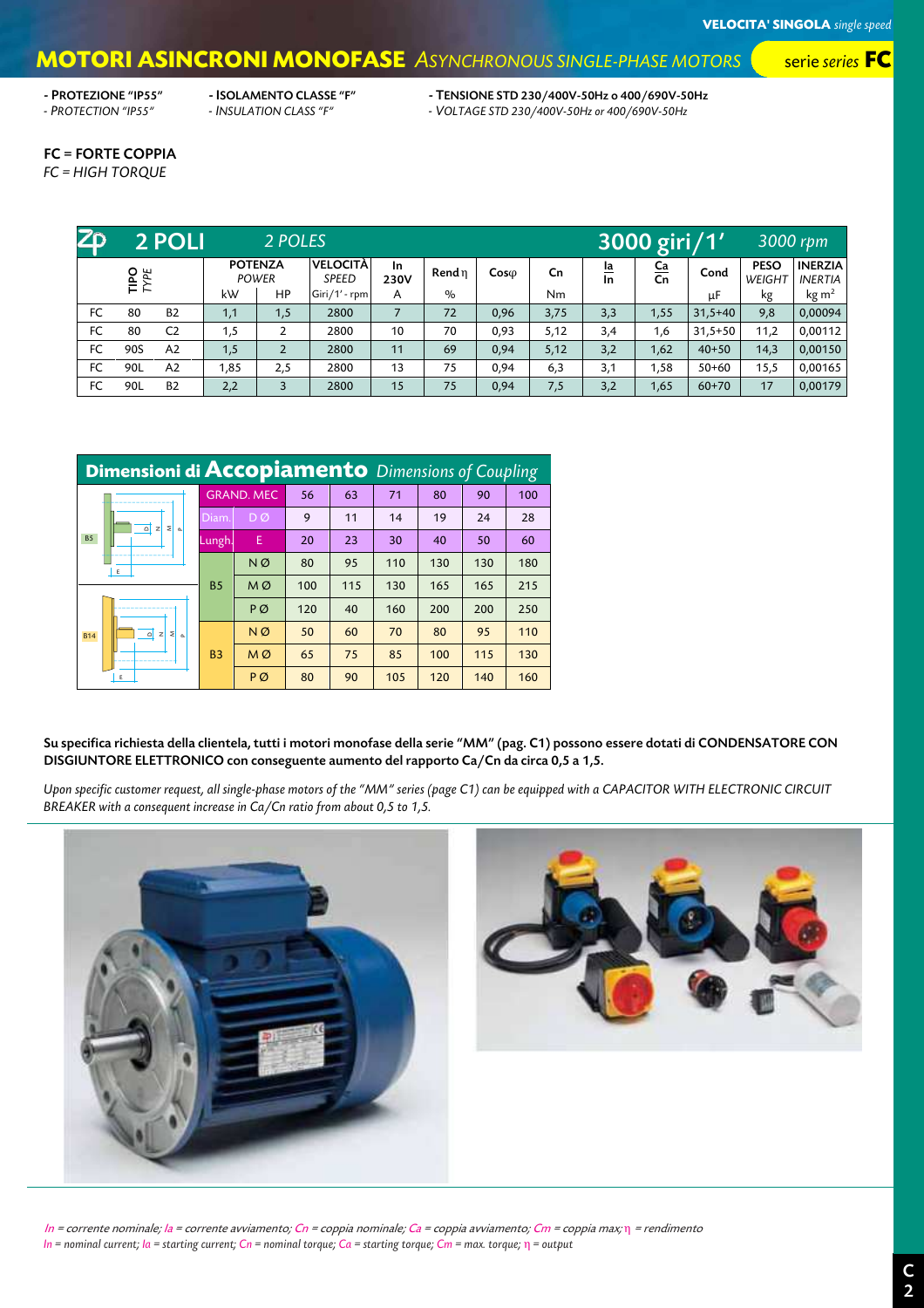# MOTORI ASINCRONI MONOFASE *ASYNCHRONOUS SINGLE-PHASE MOTORS*

serie *series* **FC**

**VELOCITA' SINGOLA** *single speed*

- **PROTEZIONE "IP55"**
- *PROTECTION "IP55"*

- **ISOLAMENTO CLASSE "F"**
- *INSULATION CLASS "F"*

- **TENSIONE STD 230/400V-50Hz o 400/690V-50Hz**
- *VOLTAGE STD 230/400V-50Hz or 400/690V-50Hz*

**FC = FORTE COPPIA**
*FC = HIGH TORQUE*

| 2 POLI *2 POLES* | | | | | | | | | 3000 giri/1' *3000 rpm* | | | | | |
|---|---|---|---|---|---|---|---|---|---|---|---|---|---|---|
| TIPO *TYPE* | | | POTENZA *POWER* | | VELOCITÀ *SPEED* | In 230V | Rend η | Cosφ | Cn | Ia/In | Ca/Cn | Cond | PESO *WEIGHT* | INERZIA *INERTIA* |
| | | | kW | HP | Giri/1' - rpm | A | % | | Nm | | | μF | kg | kg m² |
| FC | 80 | B2 | 1,1 | 1,5 | 2800 | 7 | 72 | 0,96 | 3,75 | 3,3 | 1,55 | 31,5+40 | 9,8 | 0,00094 |
| FC | 80 | C2 | 1,5 | 2 | 2800 | 10 | 70 | 0,93 | 5,12 | 3,4 | 1,6 | 31,5+50 | 11,2 | 0,00112 |
| FC | 90S | A2 | 1,5 | 2 | 2800 | 11 | 69 | 0,94 | 5,12 | 3,2 | 1,62 | 40+50 | 14,3 | 0,00150 |
| FC | 90L | A2 | 1,85 | 2,5 | 2800 | 13 | 75 | 0,94 | 6,3 | 3,1 | 1,58 | 50+60 | 15,5 | 0,00165 |
| FC | 90L | B2 | 2,2 | 3 | 2800 | 15 | 75 | 0,94 | 7,5 | 3,2 | 1,65 | 60+70 | 17 | 0,00179 |

## Dimensioni di Accopiamento *Dimensions of Coupling*

| | | GRAND. MEC | 56 | 63 | 71 | 80 | 90 | 100 |
|---|---|---|---|---|---|---|---|---|
| Diam. | | D Ø | 9 | 11 | 14 | 19 | 24 | 28 |
| Lungh. | | E | 20 | 23 | 30 | 40 | 50 | 60 |
| B5 | | N Ø | 80 | 95 | 110 | 130 | 130 | 180 |
| | | M Ø | 100 | 115 | 130 | 165 | 165 | 215 |
| | | P Ø | 120 | 40 | 160 | 200 | 200 | 250 |
| B3 | | N Ø | 50 | 60 | 70 | 80 | 95 | 110 |
| | | M Ø | 65 | 75 | 85 | 100 | 115 | 130 |
| | | P Ø | 80 | 90 | 105 | 120 | 140 | 160 |

**Su specifica richiesta della clientela, tutti i motori monofase della serie "MM" (pag. C1) possono essere dotati di CONDENSATORE CON DISGIUNTORE ELETTRONICO con conseguente aumento del rapporto Ca/Cn da circa 0,5 a 1,5.**

*Upon specific customer request, all single-phase motors of the "MM" series (page C1) can be equipped with a CAPACITOR WITH ELECTRONIC CIRCUIT BREAKER with a consequent increase in Ca/Cn ratio from about 0,5 to 1,5.*

*In = corrente nominale; Ia = corrente avviamento; Cn = coppia nominale; Ca = coppia avviamento; Cm = coppia max; η = rendimento*
*In = nominal current; Ia = starting current; Cn = nominal torque; Ca = starting torque; Cm = max. torque; η = output*